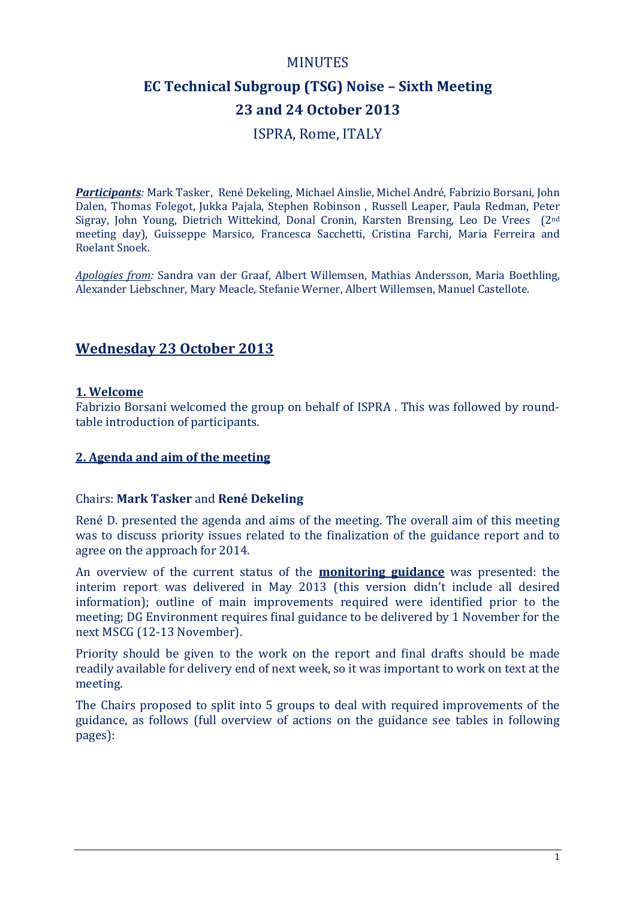# MINUTES

# EC Technical Subgroup (TSG) Noise – Sixth Meeting

# 23 and 24 October 2013

## ISPRA, Rome, ITALY

***Participants**:* Mark Tasker, René Dekeling, Michael Ainslie, Michel André, Fabrizio Borsani, John Dalen, Thomas Folegot, Jukka Pajala, Stephen Robinson , Russell Leaper, Paula Redman, Peter Sigray, John Young, Dietrich Wittekind, Donal Cronin, Karsten Brensing, Leo De Vrees (2nd meeting day), Guisseppe Marsico, Francesca Sacchetti, Cristina Farchi, Maria Ferreira and Roelant Snoek.

*Apologies from:* Sandra van der Graaf, Albert Willemsen, Mathias Andersson, Maria Boethling, Alexander Liebschner, Mary Meacle, Stefanie Werner, Albert Willemsen, Manuel Castellote.

## Wednesday 23 October 2013

### 1. Welcome

Fabrizio Borsani welcomed the group on behalf of ISPRA . This was followed by round-table introduction of participants.

### 2. Agenda and aim of the meeting

Chairs: **Mark Tasker** and **René Dekeling**

René D. presented the agenda and aims of the meeting. The overall aim of this meeting was to discuss priority issues related to the finalization of the guidance report and to agree on the approach for 2014.

An overview of the current status of the **monitoring guidance** was presented: the interim report was delivered in May 2013 (this version didn't include all desired information); outline of main improvements required were identified prior to the meeting; DG Environment requires final guidance to be delivered by 1 November for the next MSCG (12-13 November).

Priority should be given to the work on the report and final drafts should be made readily available for delivery end of next week, so it was important to work on text at the meeting.

The Chairs proposed to split into 5 groups to deal with required improvements of the guidance, as follows (full overview of actions on the guidance see tables in following pages):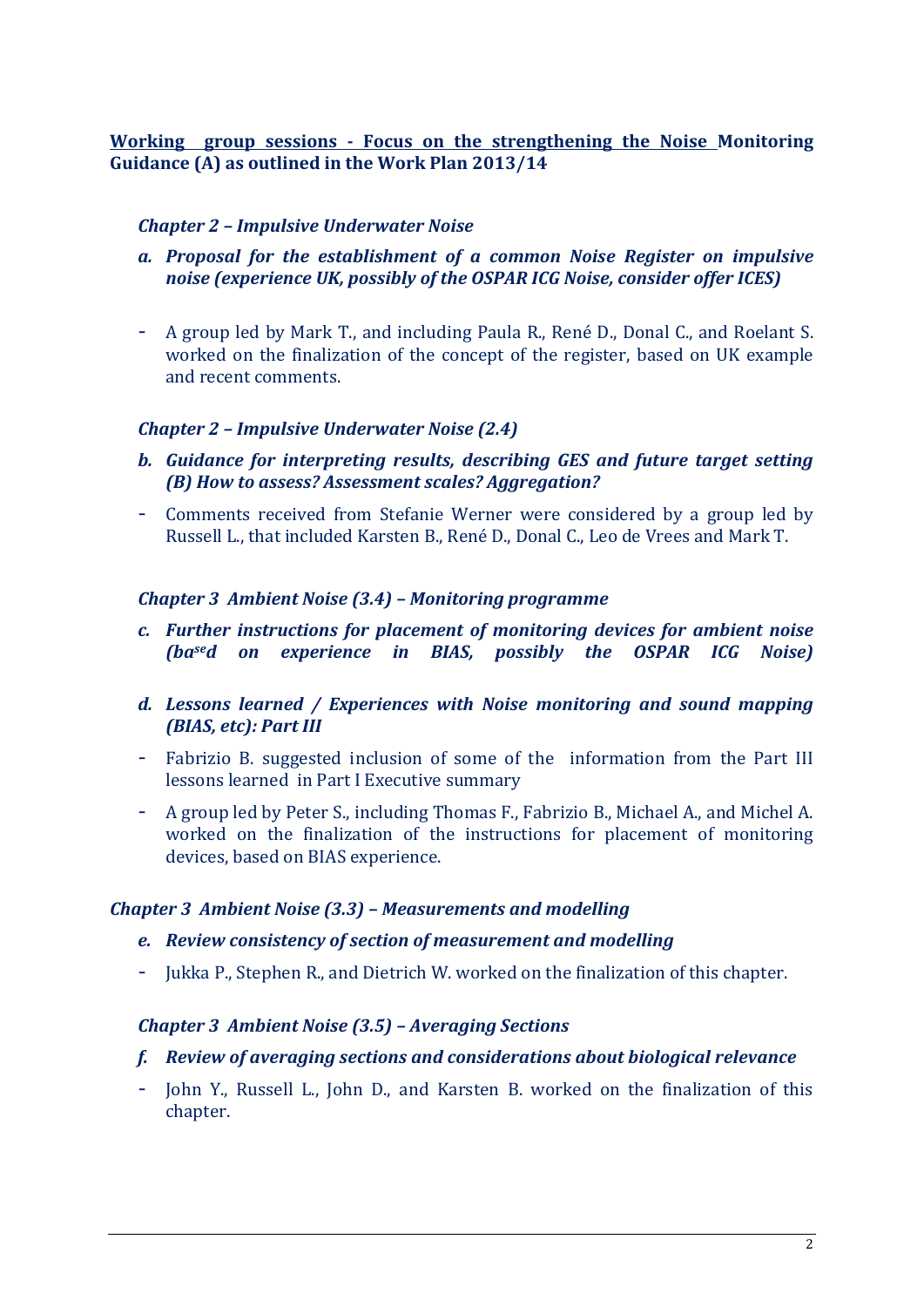**Working group sessions - Focus on the strengthening the Noise Monitoring Guidance (A) as outlined in the Work Plan 2013/14**

***Chapter 2 – Impulsive Underwater Noise***

***a. Proposal for the establishment of a common Noise Register on impulsive noise (experience UK, possibly of the OSPAR ICG Noise, consider offer ICES)***

- A group led by Mark T., and including Paula R., René D., Donal C., and Roelant S. worked on the finalization of the concept of the register, based on UK example and recent comments.

***Chapter 2 – Impulsive Underwater Noise (2.4)***

***b. Guidance for interpreting results, describing GES and future target setting (B) How to assess? Assessment scales? Aggregation?***

- Comments received from Stefanie Werner were considered by a group led by Russell L., that included Karsten B., René D., Donal C., Leo de Vrees and Mark T.

***Chapter 3 Ambient Noise (3.4) – Monitoring programme***

***c. Further instructions for placement of monitoring devices for ambient noise (based on experience in BIAS, possibly the OSPAR ICG Noise)***

***d. Lessons learned / Experiences with Noise monitoring and sound mapping (BIAS, etc): Part III***

- Fabrizio B. suggested inclusion of some of the information from the Part III lessons learned in Part I Executive summary
- A group led by Peter S., including Thomas F., Fabrizio B., Michael A., and Michel A. worked on the finalization of the instructions for placement of monitoring devices, based on BIAS experience.

***Chapter 3 Ambient Noise (3.3) – Measurements and modelling***

***e. Review consistency of section of measurement and modelling***

- Jukka P., Stephen R., and Dietrich W. worked on the finalization of this chapter.

***Chapter 3 Ambient Noise (3.5) – Averaging Sections***

***f. Review of averaging sections and considerations about biological relevance***

- John Y., Russell L., John D., and Karsten B. worked on the finalization of this chapter.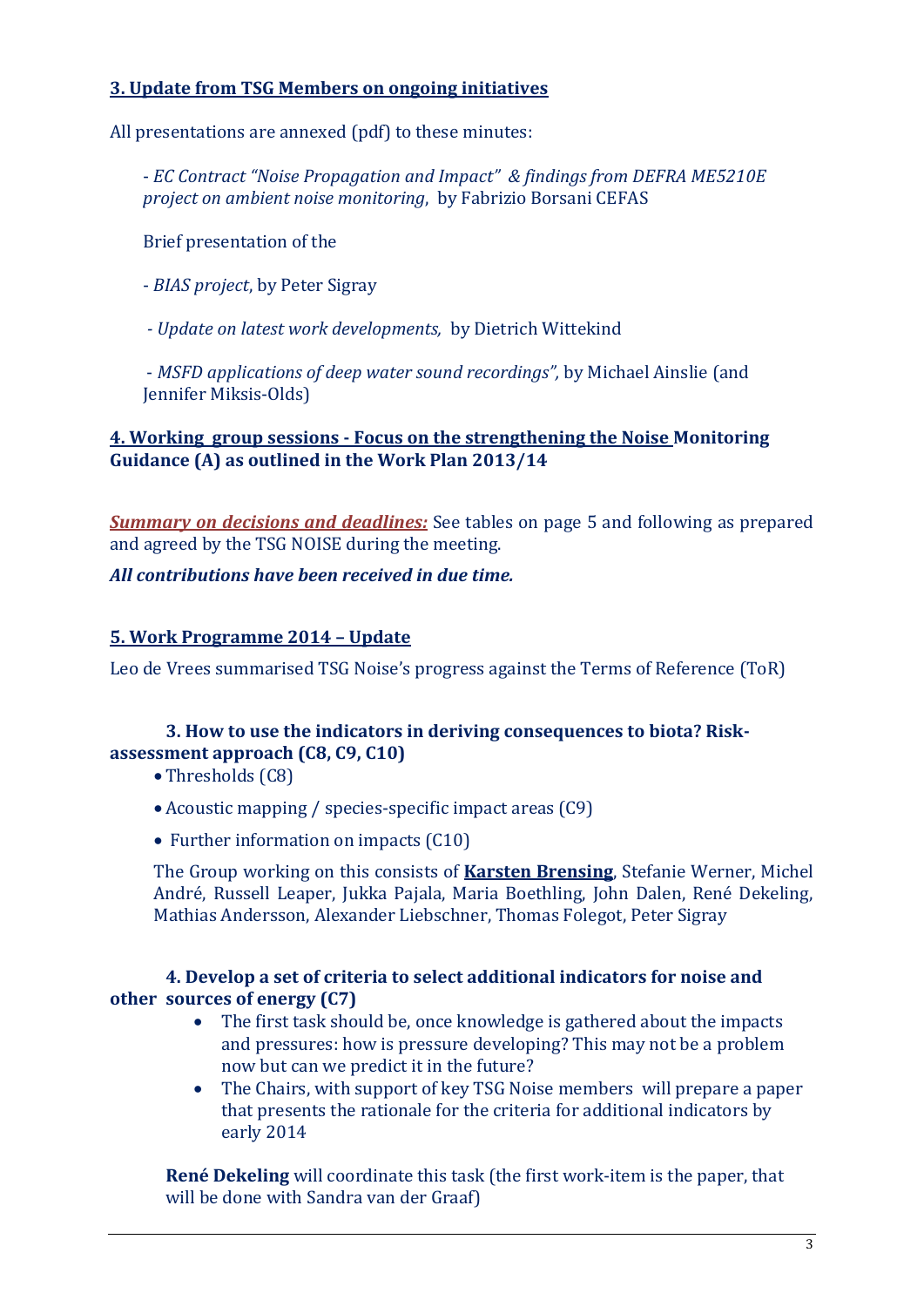## 3. Update from TSG Members on ongoing initiatives

All presentations are annexed (pdf) to these minutes:

- *EC Contract "Noise Propagation and Impact" & findings from DEFRA ME5210E project on ambient noise monitoring*, by Fabrizio Borsani CEFAS

Brief presentation of the

- *BIAS project*, by Peter Sigray

- *Update on latest work developments,* by Dietrich Wittekind

- *MSFD applications of deep water sound recordings",* by Michael Ainslie (and Jennifer Miksis-Olds)

## 4. Working group sessions - Focus on the strengthening the Noise Monitoring Guidance (A) as outlined in the Work Plan 2013/14

***Summary on decisions and deadlines:*** See tables on page 5 and following as prepared and agreed by the TSG NOISE during the meeting.

***All contributions have been received in due time.***

## 5. Work Programme 2014 – Update

Leo de Vrees summarised TSG Noise's progress against the Terms of Reference (ToR)

### 3. How to use the indicators in deriving consequences to biota? Risk-assessment approach (C8, C9, C10)

- Thresholds (C8)
- Acoustic mapping / species-specific impact areas (C9)
- Further information on impacts (C10)

The Group working on this consists of **Karsten Brensing**, Stefanie Werner, Michel André, Russell Leaper, Jukka Pajala, Maria Boethling, John Dalen, René Dekeling, Mathias Andersson, Alexander Liebschner, Thomas Folegot, Peter Sigray

### 4. Develop a set of criteria to select additional indicators for noise and other sources of energy (C7)

- The first task should be, once knowledge is gathered about the impacts and pressures: how is pressure developing? This may not be a problem now but can we predict it in the future?
- The Chairs, with support of key TSG Noise members will prepare a paper that presents the rationale for the criteria for additional indicators by early 2014

**René Dekeling** will coordinate this task (the first work-item is the paper, that will be done with Sandra van der Graaf)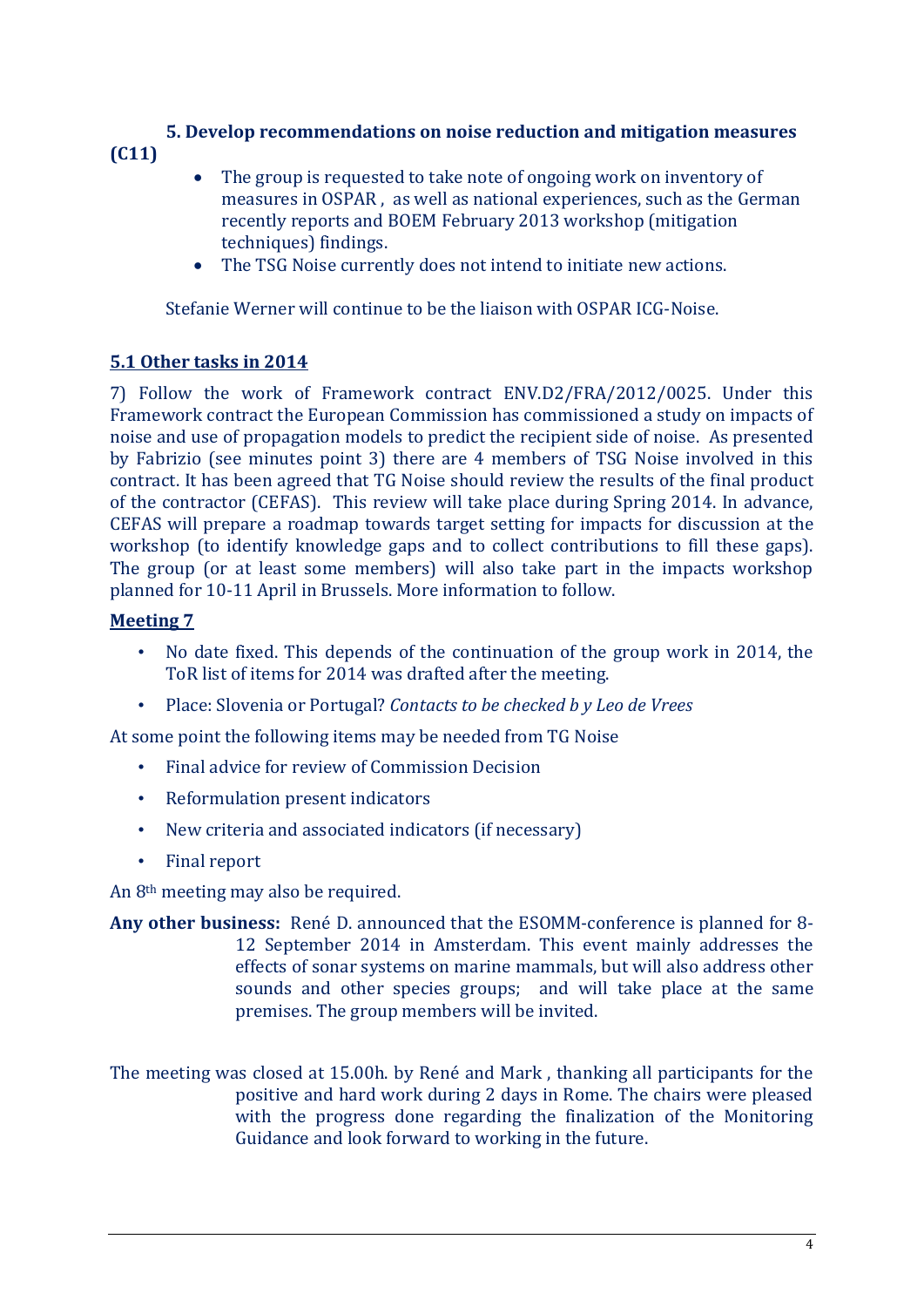### 5. Develop recommendations on noise reduction and mitigation measures (C11)

- The group is requested to take note of ongoing work on inventory of measures in OSPAR , as well as national experiences, such as the German recently reports and BOEM February 2013 workshop (mitigation techniques) findings.
- The TSG Noise currently does not intend to initiate new actions.

Stefanie Werner will continue to be the liaison with OSPAR ICG-Noise.

### 5.1 Other tasks in 2014

7) Follow the work of Framework contract ENV.D2/FRA/2012/0025. Under this Framework contract the European Commission has commissioned a study on impacts of noise and use of propagation models to predict the recipient side of noise. As presented by Fabrizio (see minutes point 3) there are 4 members of TSG Noise involved in this contract. It has been agreed that TG Noise should review the results of the final product of the contractor (CEFAS). This review will take place during Spring 2014. In advance, CEFAS will prepare a roadmap towards target setting for impacts for discussion at the workshop (to identify knowledge gaps and to collect contributions to fill these gaps). The group (or at least some members) will also take part in the impacts workshop planned for 10-11 April in Brussels. More information to follow.

### Meeting 7

- No date fixed. This depends of the continuation of the group work in 2014, the ToR list of items for 2014 was drafted after the meeting.
- Place: Slovenia or Portugal? *Contacts to be checked b y Leo de Vrees*

At some point the following items may be needed from TG Noise

- Final advice for review of Commission Decision
- Reformulation present indicators
- New criteria and associated indicators (if necessary)
- Final report

An 8th meeting may also be required.

**Any other business:** René D. announced that the ESOMM-conference is planned for 8-12 September 2014 in Amsterdam. This event mainly addresses the effects of sonar systems on marine mammals, but will also address other sounds and other species groups; and will take place at the same premises. The group members will be invited.

The meeting was closed at 15.00h. by René and Mark , thanking all participants for the positive and hard work during 2 days in Rome. The chairs were pleased with the progress done regarding the finalization of the Monitoring Guidance and look forward to working in the future.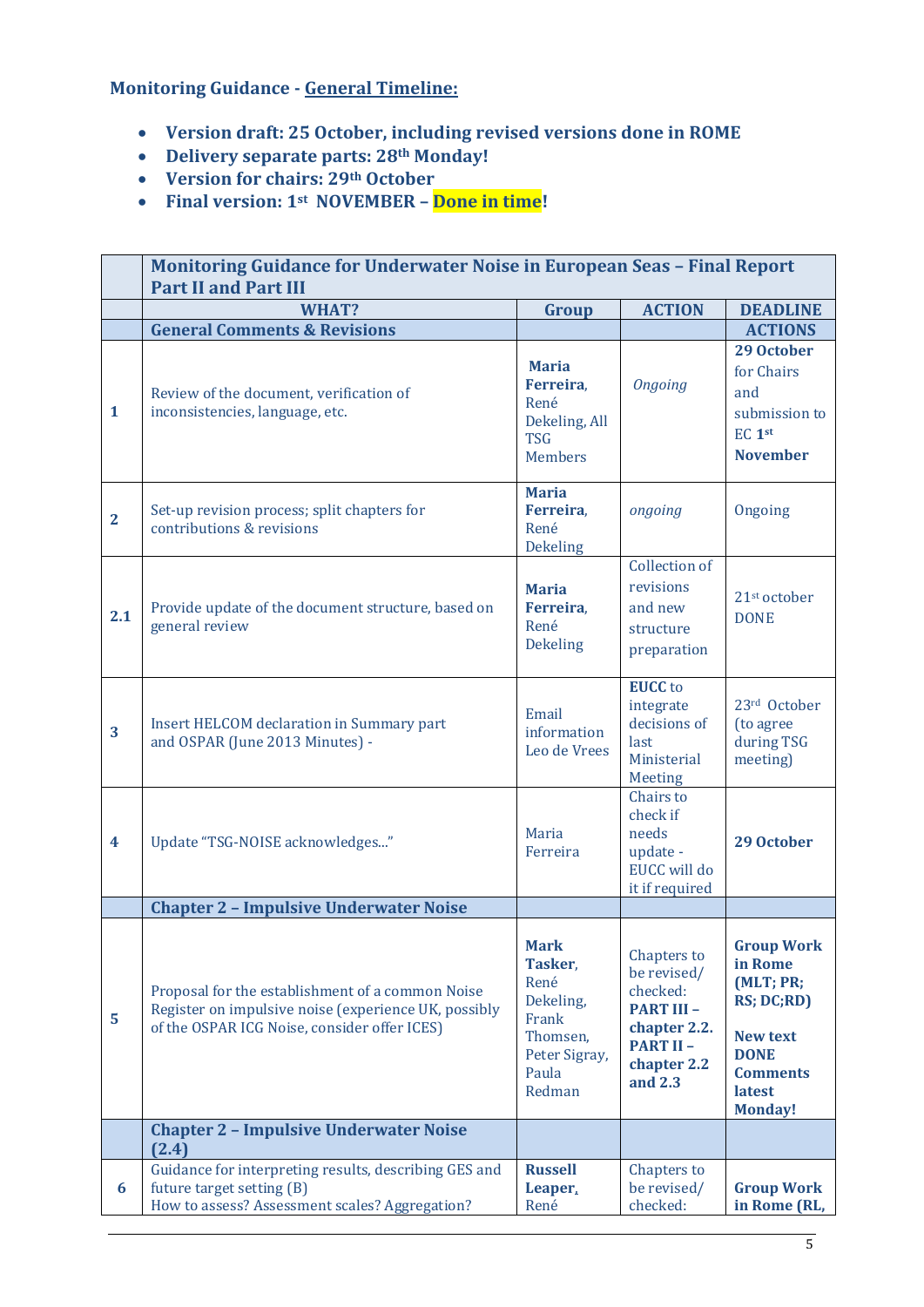**Monitoring Guidance - General Timeline:**

- **Version draft: 25 October, including revised versions done in ROME**
- **Delivery separate parts: 28th Monday!**
- **Version for chairs: 29th October**
- **Final version: 1st NOVEMBER – Done in time!**

| | **Monitoring Guidance for Underwater Noise in European Seas – Final Report Part II and Part III** | | | |
|---|---|---|---|---|
| | **WHAT?** | **Group** | **ACTION** | **DEADLINE** |
| | **General Comments & Revisions** | | | **ACTIONS** |
| **1** | Review of the document, verification of inconsistencies, language, etc. | **Maria Ferreira**, René Dekeling, All TSG Members | *Ongoing* | **29 October** for Chairs and submission to EC **1st November** |
| **2** | Set-up revision process; split chapters for contributions & revisions | **Maria Ferreira**, René Dekeling | *ongoing* | Ongoing |
| **2.1** | Provide update of the document structure, based on general review | **Maria Ferreira**, René Dekeling | Collection of revisions and new structure preparation | 21st october DONE |
| **3** | Insert HELCOM declaration in Summary part and OSPAR (June 2013 Minutes) - | Email information Leo de Vrees | **EUCC** to integrate decisions of last Ministerial Meeting | 23rd October (to agree during TSG meeting) |
| **4** | Update "TSG-NOISE acknowledges..." | Maria Ferreira | Chairs to check if needs update - EUCC will do it if required | **29 October** |
| | **Chapter 2 – Impulsive Underwater Noise** | | | |
| **5** | Proposal for the establishment of a common Noise Register on impulsive noise (experience UK, possibly of the OSPAR ICG Noise, consider offer ICES) | **Mark Tasker**, René Dekeling, Frank Thomsen, Peter Sigray, Paula Redman | Chapters to be revised/ checked: **PART III – chapter 2.2. PART II – chapter 2.2 and 2.3** | **Group Work in Rome (MLT; PR; RS; DC;RD)** **New text DONE Comments latest Monday!** |
| | **Chapter 2 – Impulsive Underwater Noise (2.4)** | | | |
| **6** | Guidance for interpreting results, describing GES and future target setting (B) How to assess? Assessment scales? Aggregation? | **Russell Leaper**, René | Chapters to be revised/ checked: | **Group Work in Rome (RL,** |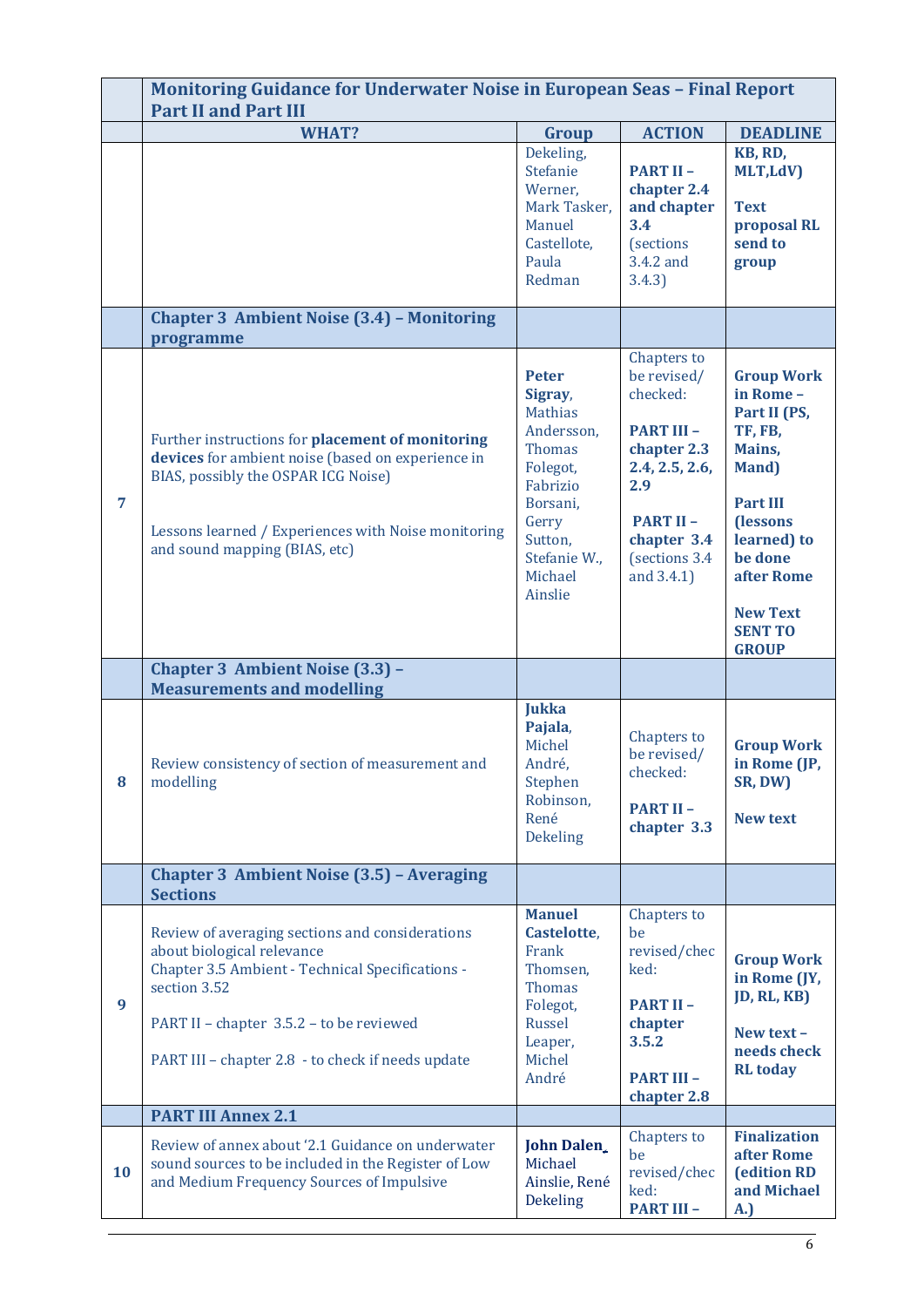| | Monitoring Guidance for Underwater Noise in European Seas – Final Report Part II and Part III | | | |
|---|---|---|---|---|
| | **WHAT?** | **Group** | **ACTION** | **DEADLINE** |
| | | Dekeling, Stefanie Werner, Mark Tasker, Manuel Castellote, Paula Redman | **PART II – chapter 2.4 and chapter 3.4** (sections 3.4.2 and 3.4.3) | **KB, RD, MLT,LdV)** **Text proposal RL send to group** |
| | **Chapter 3 Ambient Noise (3.4) – Monitoring programme** | | | |
| **7** | Further instructions for **placement of monitoring devices** for ambient noise (based on experience in BIAS, possibly the OSPAR ICG Noise) Lessons learned / Experiences with Noise monitoring and sound mapping (BIAS, etc) | **Peter Sigray**, Mathias Andersson, Thomas Folegot, Fabrizio Borsani, Gerry Sutton, Stefanie W., Michael Ainslie | Chapters to be revised/ checked: **PART III – chapter 2.3 2.4, 2.5, 2.6, 2.9** **PART II – chapter 3.4** (sections 3.4 and 3.4.1) | **Group Work in Rome – Part II (PS, TF, FB, Mains, Mand)** **Part III (lessons learned) to be done after Rome** **New Text SENT TO GROUP** |
| | **Chapter 3 Ambient Noise (3.3) – Measurements and modelling** | | | |
| **8** | Review consistency of section of measurement and modelling | **Jukka Pajala**, Michel André, Stephen Robinson, René Dekeling | Chapters to be revised/ checked: **PART II – chapter 3.3** | **Group Work in Rome (JP, SR, DW)** **New text** |
| | **Chapter 3 Ambient Noise (3.5) – Averaging Sections** | | | |
| **9** | Review of averaging sections and considerations about biological relevance Chapter 3.5 Ambient - Technical Specifications - section 3.52 PART II – chapter 3.5.2 – to be reviewed PART III – chapter 2.8 - to check if needs update | **Manuel Castelotte**, Frank Thomsen, Thomas Folegot, Russel Leaper, Michel André | Chapters to be revised/checked: **PART II – chapter 3.5.2** **PART III – chapter 2.8** | **Group Work in Rome (JY, JD, RL, KB)** **New text – needs check RL today** |
| | **PART III Annex 2.1** | | | |
| **10** | Review of annex about '2.1 Guidance on underwater sound sources to be included in the Register of Low and Medium Frequency Sources of Impulsive | **John Dalen**, Michael Ainslie, René Dekeling | Chapters to be revised/checked: **PART III –** | **Finalization after Rome (edition RD and Michael A.)** |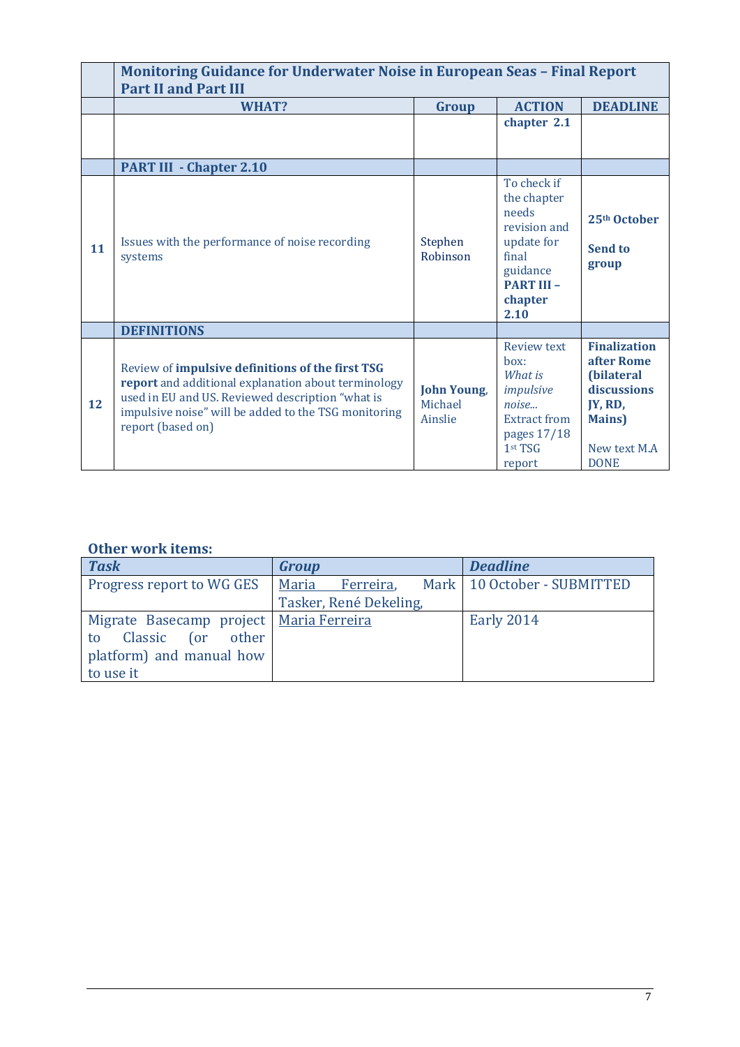| | **Monitoring Guidance for Underwater Noise in European Seas – Final Report Part II and Part III** | | | |
|---|---|---|---|---|
| | **WHAT?** | **Group** | **ACTION** | **DEADLINE** |
| | | | **chapter 2.1** | |
| | **PART III - Chapter 2.10** | | | |
| **11** | Issues with the performance of noise recording systems | Stephen Robinson | To check if the chapter needs revision and update for final guidance **PART III – chapter 2.10** | **25th October** **Send to group** |
| | **DEFINITIONS** | | | |
| **12** | Review of **impulsive definitions of the first TSG report** and additional explanation about terminology used in EU and US. Reviewed description "what is impulsive noise" will be added to the TSG monitoring report (based on) | **John Young**, Michael Ainslie | Review text box: *What is impulsive noise...* Extract from pages 17/18 1st TSG report | **Finalization after Rome (bilateral discussions JY, RD, Mains)** New text M.A DONE |

**Other work items:**

| ***Task*** | ***Group*** | ***Deadline*** |
|---|---|---|
| Progress report to WG GES | Maria Ferreira, Mark Tasker, René Dekeling, | 10 October - SUBMITTED |
| Migrate Basecamp project to Classic (or other platform) and manual how to use it | Maria Ferreira | Early 2014 |